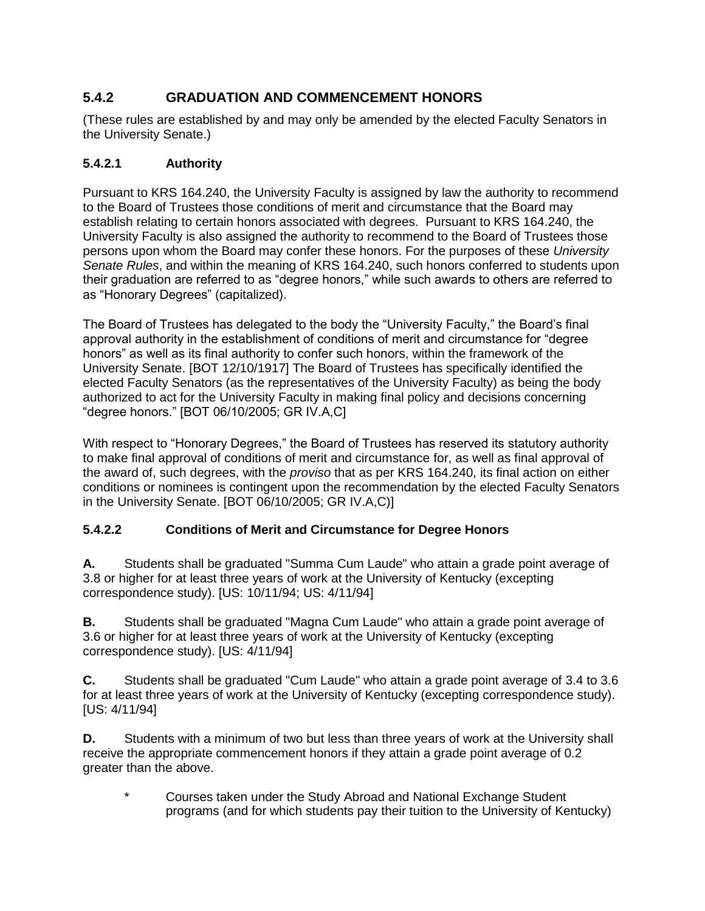## 5.4.2 GRADUATION AND COMMENCEMENT HONORS

(These rules are established by and may only be amended by the elected Faculty Senators in the University Senate.)

### 5.4.2.1 Authority

Pursuant to KRS 164.240, the University Faculty is assigned by law the authority to recommend to the Board of Trustees those conditions of merit and circumstance that the Board may establish relating to certain honors associated with degrees. Pursuant to KRS 164.240, the University Faculty is also assigned the authority to recommend to the Board of Trustees those persons upon whom the Board may confer these honors. For the purposes of these *University Senate Rules*, and within the meaning of KRS 164.240, such honors conferred to students upon their graduation are referred to as "degree honors," while such awards to others are referred to as "Honorary Degrees" (capitalized).

The Board of Trustees has delegated to the body the "University Faculty," the Board's final approval authority in the establishment of conditions of merit and circumstance for "degree honors" as well as its final authority to confer such honors, within the framework of the University Senate. [BOT 12/10/1917] The Board of Trustees has specifically identified the elected Faculty Senators (as the representatives of the University Faculty) as being the body authorized to act for the University Faculty in making final policy and decisions concerning "degree honors." [BOT 06/10/2005; GR IV.A,C]

With respect to "Honorary Degrees," the Board of Trustees has reserved its statutory authority to make final approval of conditions of merit and circumstance for, as well as final approval of the award of, such degrees, with the *proviso* that as per KRS 164.240, its final action on either conditions or nominees is contingent upon the recommendation by the elected Faculty Senators in the University Senate. [BOT 06/10/2005; GR IV.A,C)]

### 5.4.2.2 Conditions of Merit and Circumstance for Degree Honors

**A.** Students shall be graduated "Summa Cum Laude" who attain a grade point average of 3.8 or higher for at least three years of work at the University of Kentucky (excepting correspondence study). [US: 10/11/94; US: 4/11/94]

**B.** Students shall be graduated "Magna Cum Laude" who attain a grade point average of 3.6 or higher for at least three years of work at the University of Kentucky (excepting correspondence study). [US: 4/11/94]

**C.** Students shall be graduated "Cum Laude" who attain a grade point average of 3.4 to 3.6 for at least three years of work at the University of Kentucky (excepting correspondence study). [US: 4/11/94]

**D.** Students with a minimum of two but less than three years of work at the University shall receive the appropriate commencement honors if they attain a grade point average of 0.2 greater than the above.

\* Courses taken under the Study Abroad and National Exchange Student programs (and for which students pay their tuition to the University of Kentucky)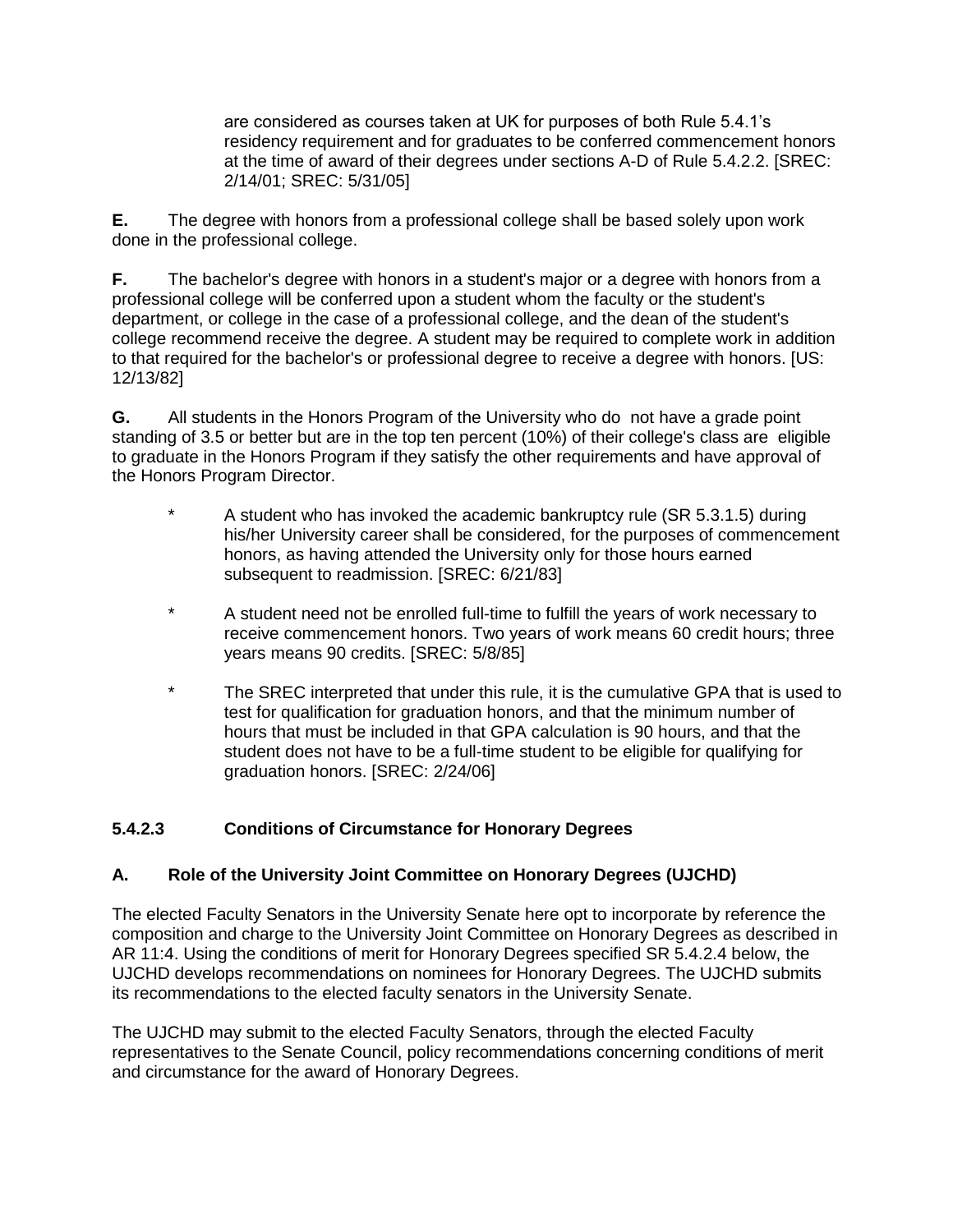are considered as courses taken at UK for purposes of both Rule 5.4.1's residency requirement and for graduates to be conferred commencement honors at the time of award of their degrees under sections A-D of Rule 5.4.2.2. [SREC: 2/14/01; SREC: 5/31/05]

**E.** The degree with honors from a professional college shall be based solely upon work done in the professional college.

**F.** The bachelor's degree with honors in a student's major or a degree with honors from a professional college will be conferred upon a student whom the faculty or the student's department, or college in the case of a professional college, and the dean of the student's college recommend receive the degree. A student may be required to complete work in addition to that required for the bachelor's or professional degree to receive a degree with honors. [US: 12/13/82]

**G.** All students in the Honors Program of the University who do not have a grade point standing of 3.5 or better but are in the top ten percent (10%) of their college's class are eligible to graduate in the Honors Program if they satisfy the other requirements and have approval of the Honors Program Director.

> \* A student who has invoked the academic bankruptcy rule (SR 5.3.1.5) during his/her University career shall be considered, for the purposes of commencement honors, as having attended the University only for those hours earned subsequent to readmission. [SREC: 6/21/83]
>
> \* A student need not be enrolled full-time to fulfill the years of work necessary to receive commencement honors. Two years of work means 60 credit hours; three years means 90 credits. [SREC: 5/8/85]
>
> \* The SREC interpreted that under this rule, it is the cumulative GPA that is used to test for qualification for graduation honors, and that the minimum number of hours that must be included in that GPA calculation is 90 hours, and that the student does not have to be a full-time student to be eligible for qualifying for graduation honors. [SREC: 2/24/06]

### 5.4.2.3 Conditions of Circumstance for Honorary Degrees

#### A. Role of the University Joint Committee on Honorary Degrees (UJCHD)

The elected Faculty Senators in the University Senate here opt to incorporate by reference the composition and charge to the University Joint Committee on Honorary Degrees as described in AR 11:4. Using the conditions of merit for Honorary Degrees specified SR 5.4.2.4 below, the UJCHD develops recommendations on nominees for Honorary Degrees. The UJCHD submits its recommendations to the elected faculty senators in the University Senate.

The UJCHD may submit to the elected Faculty Senators, through the elected Faculty representatives to the Senate Council, policy recommendations concerning conditions of merit and circumstance for the award of Honorary Degrees.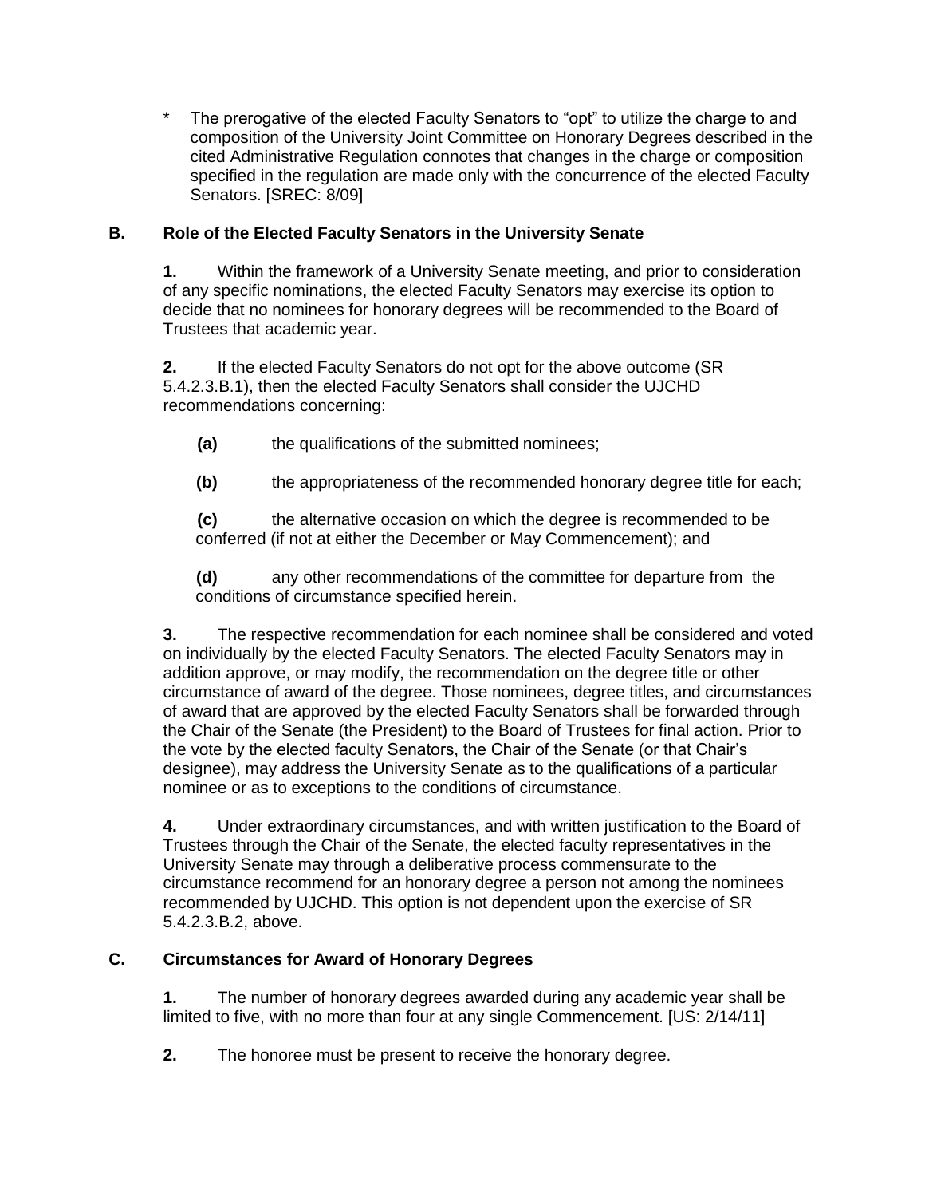\* The prerogative of the elected Faculty Senators to "opt" to utilize the charge to and composition of the University Joint Committee on Honorary Degrees described in the cited Administrative Regulation connotes that changes in the charge or composition specified in the regulation are made only with the concurrence of the elected Faculty Senators. [SREC: 8/09]

## B. Role of the Elected Faculty Senators in the University Senate

**1.** Within the framework of a University Senate meeting, and prior to consideration of any specific nominations, the elected Faculty Senators may exercise its option to decide that no nominees for honorary degrees will be recommended to the Board of Trustees that academic year.

**2.** If the elected Faculty Senators do not opt for the above outcome (SR 5.4.2.3.B.1), then the elected Faculty Senators shall consider the UJCHD recommendations concerning:

**(a)** the qualifications of the submitted nominees;

**(b)** the appropriateness of the recommended honorary degree title for each;

**(c)** the alternative occasion on which the degree is recommended to be conferred (if not at either the December or May Commencement); and

**(d)** any other recommendations of the committee for departure from the conditions of circumstance specified herein.

**3.** The respective recommendation for each nominee shall be considered and voted on individually by the elected Faculty Senators. The elected Faculty Senators may in addition approve, or may modify, the recommendation on the degree title or other circumstance of award of the degree. Those nominees, degree titles, and circumstances of award that are approved by the elected Faculty Senators shall be forwarded through the Chair of the Senate (the President) to the Board of Trustees for final action. Prior to the vote by the elected faculty Senators, the Chair of the Senate (or that Chair's designee), may address the University Senate as to the qualifications of a particular nominee or as to exceptions to the conditions of circumstance.

**4.** Under extraordinary circumstances, and with written justification to the Board of Trustees through the Chair of the Senate, the elected faculty representatives in the University Senate may through a deliberative process commensurate to the circumstance recommend for an honorary degree a person not among the nominees recommended by UJCHD. This option is not dependent upon the exercise of SR 5.4.2.3.B.2, above.

## C. Circumstances for Award of Honorary Degrees

**1.** The number of honorary degrees awarded during any academic year shall be limited to five, with no more than four at any single Commencement. [US: 2/14/11]

**2.** The honoree must be present to receive the honorary degree.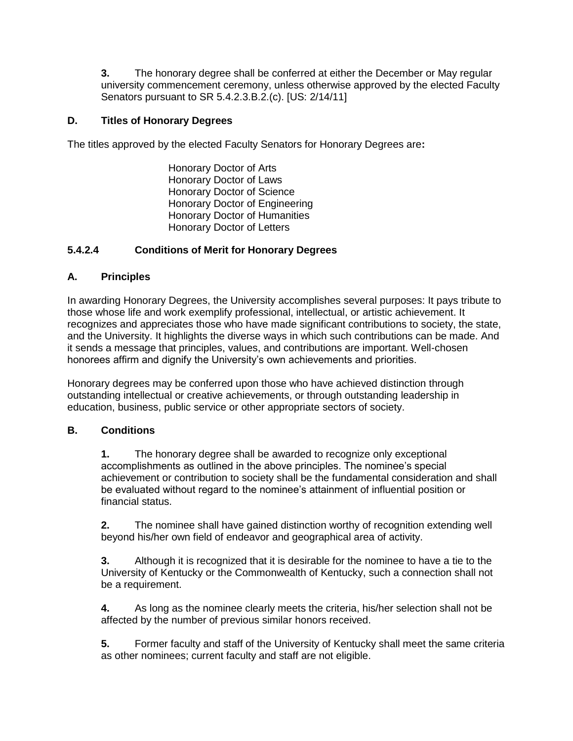**3.** The honorary degree shall be conferred at either the December or May regular university commencement ceremony, unless otherwise approved by the elected Faculty Senators pursuant to SR 5.4.2.3.B.2.(c). [US: 2/14/11]

### D. Titles of Honorary Degrees

The titles approved by the elected Faculty Senators for Honorary Degrees are**:**

Honorary Doctor of Arts
Honorary Doctor of Laws
Honorary Doctor of Science
Honorary Doctor of Engineering
Honorary Doctor of Humanities
Honorary Doctor of Letters

## 5.4.2.4 Conditions of Merit for Honorary Degrees

### A. Principles

In awarding Honorary Degrees, the University accomplishes several purposes: It pays tribute to those whose life and work exemplify professional, intellectual, or artistic achievement. It recognizes and appreciates those who have made significant contributions to society, the state, and the University. It highlights the diverse ways in which such contributions can be made. And it sends a message that principles, values, and contributions are important. Well-chosen honorees affirm and dignify the University's own achievements and priorities.

Honorary degrees may be conferred upon those who have achieved distinction through outstanding intellectual or creative achievements, or through outstanding leadership in education, business, public service or other appropriate sectors of society.

### B. Conditions

**1.** The honorary degree shall be awarded to recognize only exceptional accomplishments as outlined in the above principles. The nominee's special achievement or contribution to society shall be the fundamental consideration and shall be evaluated without regard to the nominee's attainment of influential position or financial status.

**2.** The nominee shall have gained distinction worthy of recognition extending well beyond his/her own field of endeavor and geographical area of activity.

**3.** Although it is recognized that it is desirable for the nominee to have a tie to the University of Kentucky or the Commonwealth of Kentucky, such a connection shall not be a requirement.

**4.** As long as the nominee clearly meets the criteria, his/her selection shall not be affected by the number of previous similar honors received.

**5.** Former faculty and staff of the University of Kentucky shall meet the same criteria as other nominees; current faculty and staff are not eligible.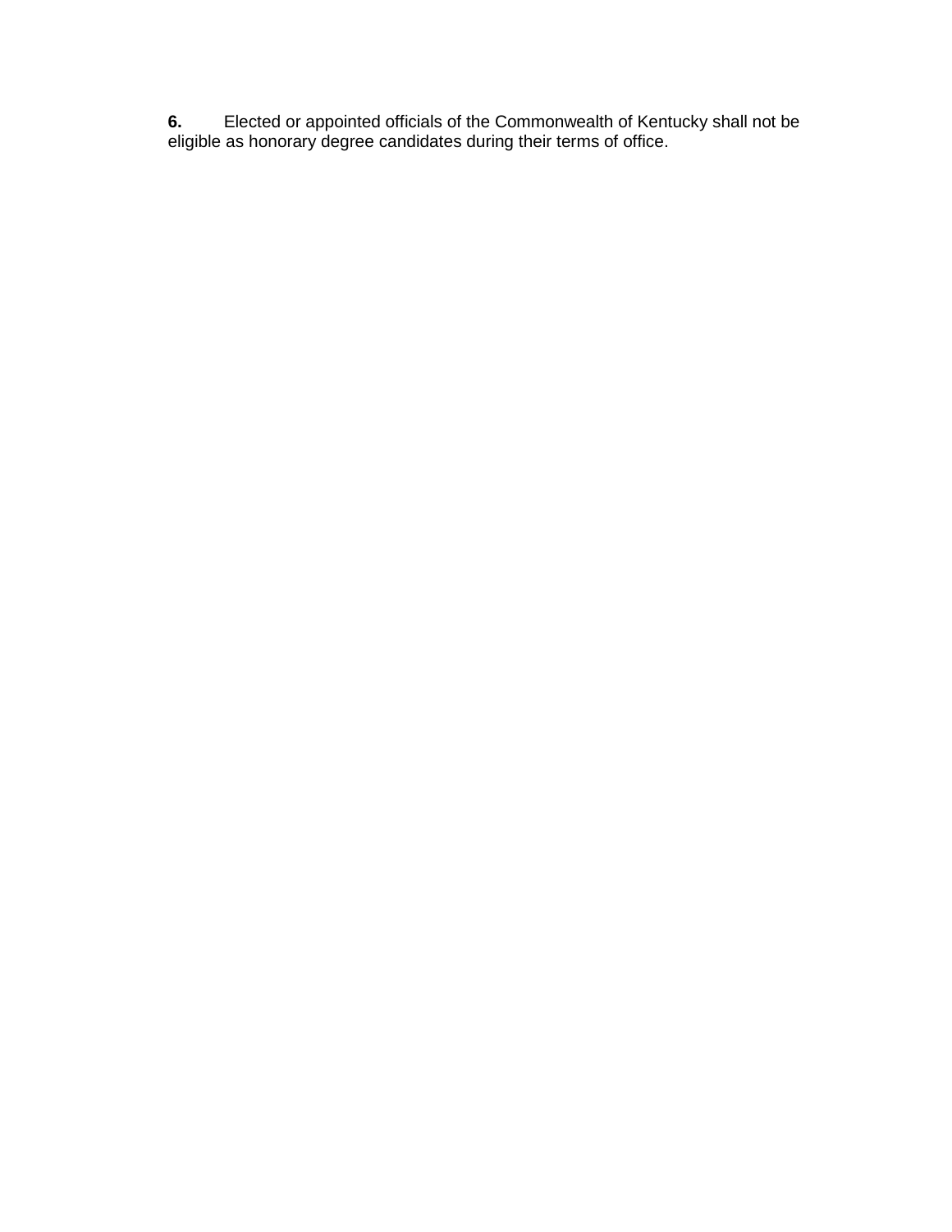**6.** Elected or appointed officials of the Commonwealth of Kentucky shall not be eligible as honorary degree candidates during their terms of office.